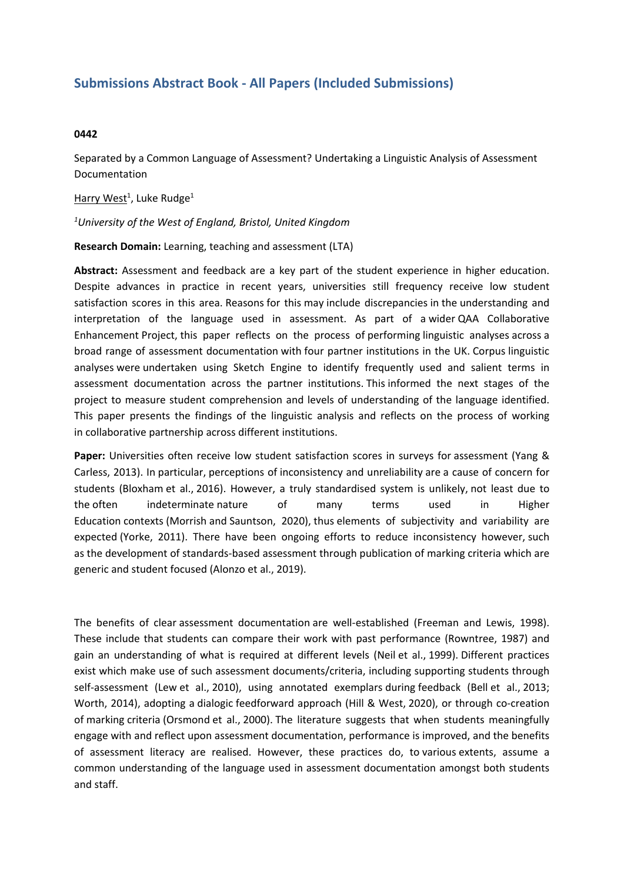## Submissions Abstract Book - All Papers (Included Submissions)

**0442**

Separated by a Common Language of Assessment? Undertaking a Linguistic Analysis of Assessment Documentation

Harry West[1], Luke Rudge[1]

*[1]University of the West of England, Bristol, United Kingdom*

**Research Domain:** Learning, teaching and assessment (LTA)

**Abstract:** Assessment and feedback are a key part of the student experience in higher education. Despite advances in practice in recent years, universities still frequency receive low student satisfaction scores in this area. Reasons for this may include discrepancies in the understanding and interpretation of the language used in assessment. As part of a wider QAA Collaborative Enhancement Project, this paper reflects on the process of performing linguistic analyses across a broad range of assessment documentation with four partner institutions in the UK. Corpus linguistic analyses were undertaken using Sketch Engine to identify frequently used and salient terms in assessment documentation across the partner institutions. This informed the next stages of the project to measure student comprehension and levels of understanding of the language identified. This paper presents the findings of the linguistic analysis and reflects on the process of working in collaborative partnership across different institutions.

**Paper:** Universities often receive low student satisfaction scores in surveys for assessment (Yang & Carless, 2013). In particular, perceptions of inconsistency and unreliability are a cause of concern for students (Bloxham et al., 2016). However, a truly standardised system is unlikely, not least due to the often indeterminate nature of many terms used in Higher Education contexts (Morrish and Sauntson, 2020), thus elements of subjectivity and variability are expected (Yorke, 2011). There have been ongoing efforts to reduce inconsistency however, such as the development of standards-based assessment through publication of marking criteria which are generic and student focused (Alonzo et al., 2019).

The benefits of clear assessment documentation are well-established (Freeman and Lewis, 1998). These include that students can compare their work with past performance (Rowntree, 1987) and gain an understanding of what is required at different levels (Neil et al., 1999). Different practices exist which make use of such assessment documents/criteria, including supporting students through self-assessment (Lew et al., 2010), using annotated exemplars during feedback (Bell et al., 2013; Worth, 2014), adopting a dialogic feedforward approach (Hill & West, 2020), or through co-creation of marking criteria (Orsmond et al., 2000). The literature suggests that when students meaningfully engage with and reflect upon assessment documentation, performance is improved, and the benefits of assessment literacy are realised. However, these practices do, to various extents, assume a common understanding of the language used in assessment documentation amongst both students and staff.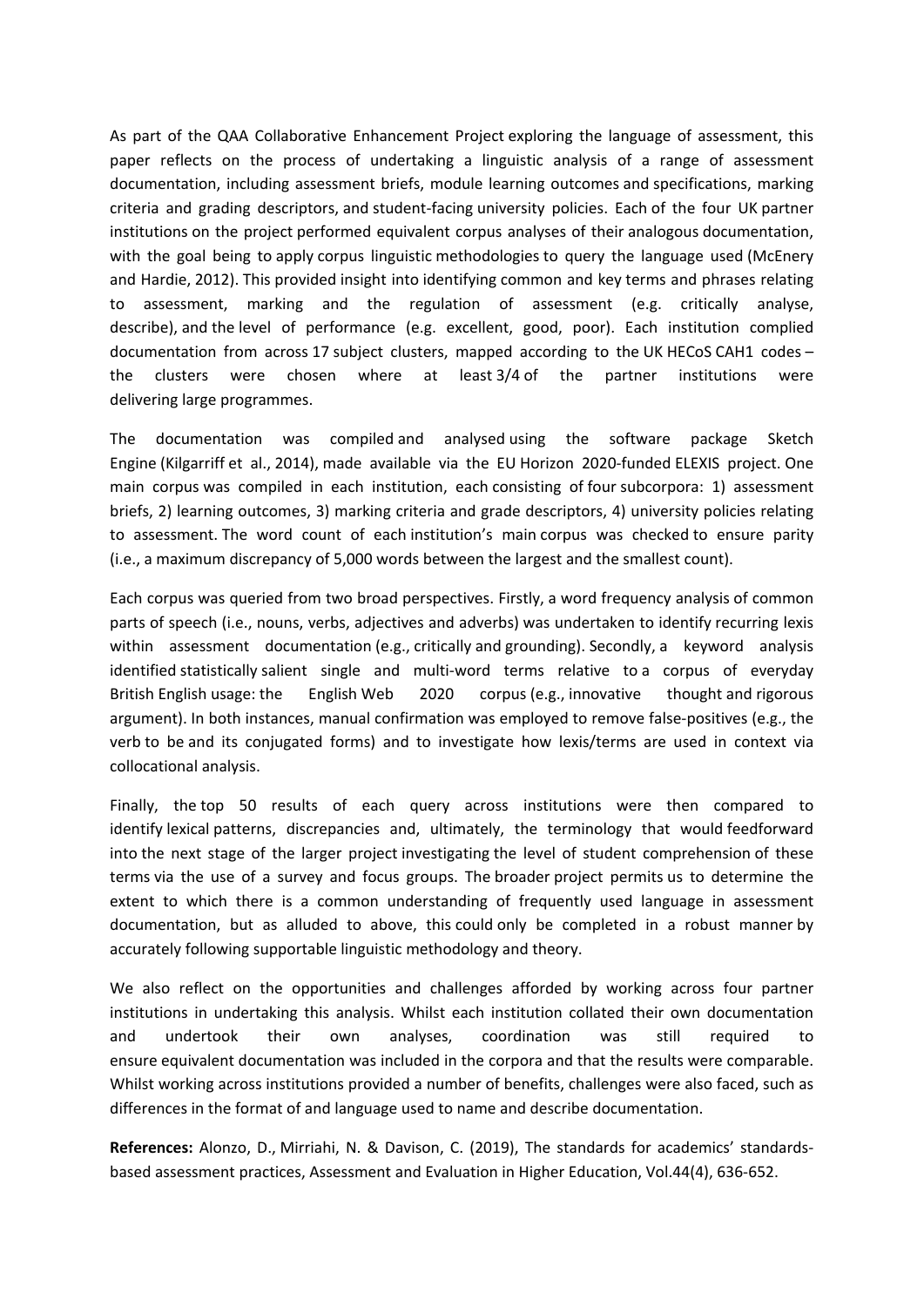As part of the QAA Collaborative Enhancement Project exploring the language of assessment, this paper reflects on the process of undertaking a linguistic analysis of a range of assessment documentation, including assessment briefs, module learning outcomes and specifications, marking criteria and grading descriptors, and student-facing university policies. Each of the four UK partner institutions on the project performed equivalent corpus analyses of their analogous documentation, with the goal being to apply corpus linguistic methodologies to query the language used (McEnery and Hardie, 2012). This provided insight into identifying common and key terms and phrases relating to assessment, marking and the regulation of assessment (e.g. critically analyse, describe), and the level of performance (e.g. excellent, good, poor). Each institution complied documentation from across 17 subject clusters, mapped according to the UK HECoS CAH1 codes – the clusters were chosen where at least 3/4 of the partner institutions were delivering large programmes.

The documentation was compiled and analysed using the software package Sketch Engine (Kilgarriff et al., 2014), made available via the EU Horizon 2020-funded ELEXIS project. One main corpus was compiled in each institution, each consisting of four subcorpora: 1) assessment briefs, 2) learning outcomes, 3) marking criteria and grade descriptors, 4) university policies relating to assessment. The word count of each institution's main corpus was checked to ensure parity (i.e., a maximum discrepancy of 5,000 words between the largest and the smallest count).

Each corpus was queried from two broad perspectives. Firstly, a word frequency analysis of common parts of speech (i.e., nouns, verbs, adjectives and adverbs) was undertaken to identify recurring lexis within assessment documentation (e.g., critically and grounding). Secondly, a keyword analysis identified statistically salient single and multi-word terms relative to a corpus of everyday British English usage: the English Web 2020 corpus (e.g., innovative thought and rigorous argument). In both instances, manual confirmation was employed to remove false-positives (e.g., the verb to be and its conjugated forms) and to investigate how lexis/terms are used in context via collocational analysis.

Finally, the top 50 results of each query across institutions were then compared to identify lexical patterns, discrepancies and, ultimately, the terminology that would feedforward into the next stage of the larger project investigating the level of student comprehension of these terms via the use of a survey and focus groups. The broader project permits us to determine the extent to which there is a common understanding of frequently used language in assessment documentation, but as alluded to above, this could only be completed in a robust manner by accurately following supportable linguistic methodology and theory.

We also reflect on the opportunities and challenges afforded by working across four partner institutions in undertaking this analysis. Whilst each institution collated their own documentation and undertook their own analyses, coordination was still required to ensure equivalent documentation was included in the corpora and that the results were comparable. Whilst working across institutions provided a number of benefits, challenges were also faced, such as differences in the format of and language used to name and describe documentation.

**References:** Alonzo, D., Mirriahi, N. & Davison, C. (2019), The standards for academics' standards-based assessment practices, Assessment and Evaluation in Higher Education, Vol.44(4), 636-652.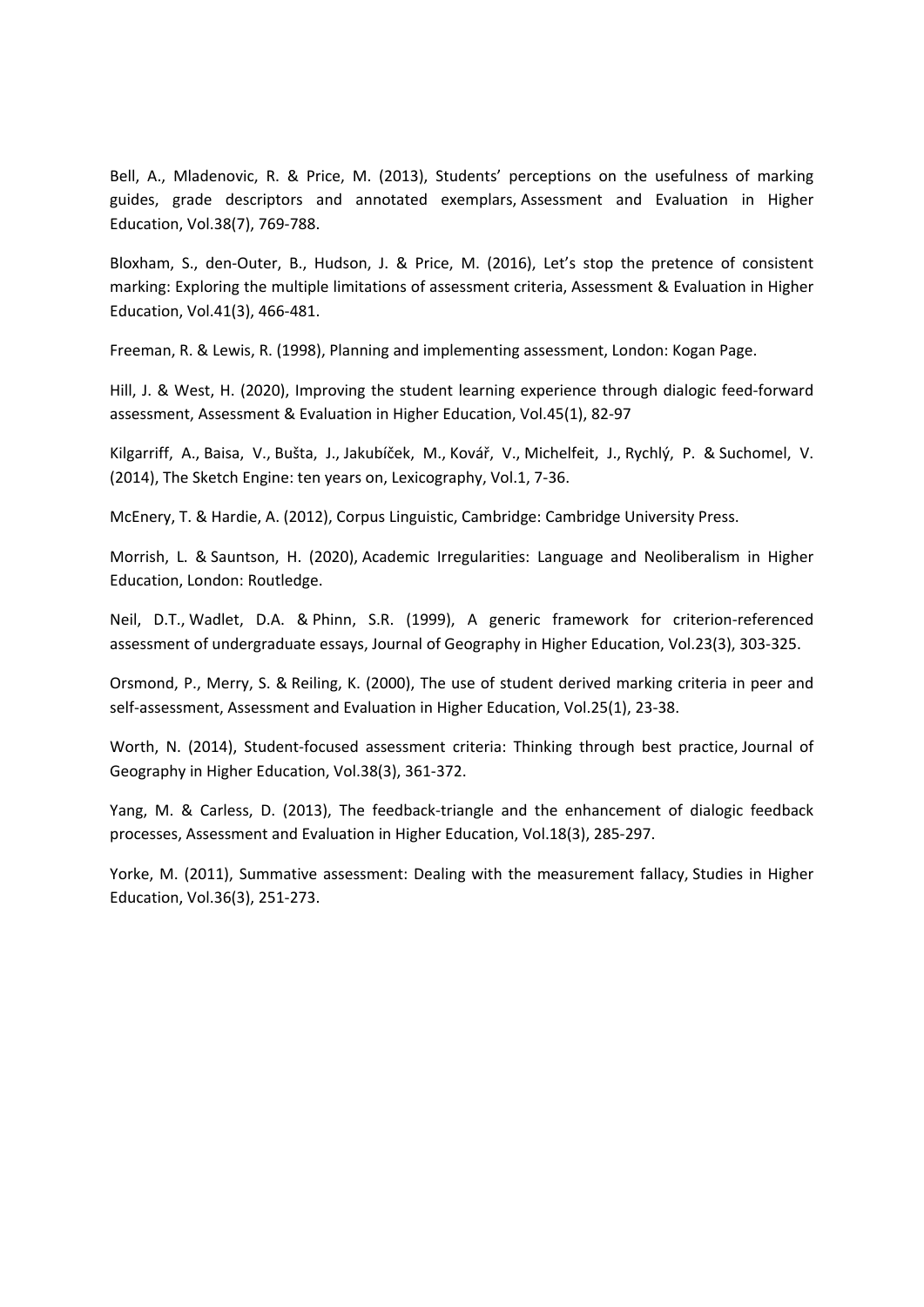Bell, A., Mladenovic, R. & Price, M. (2013), Students' perceptions on the usefulness of marking guides, grade descriptors and annotated exemplars, Assessment and Evaluation in Higher Education, Vol.38(7), 769-788.

Bloxham, S., den-Outer, B., Hudson, J. & Price, M. (2016), Let's stop the pretence of consistent marking: Exploring the multiple limitations of assessment criteria, Assessment & Evaluation in Higher Education, Vol.41(3), 466-481.

Freeman, R. & Lewis, R. (1998), Planning and implementing assessment, London: Kogan Page.

Hill, J. & West, H. (2020), Improving the student learning experience through dialogic feed-forward assessment, Assessment & Evaluation in Higher Education, Vol.45(1), 82-97

Kilgarriff, A., Baisa, V., Bušta, J., Jakubíček, M., Kovář, V., Michelfeit, J., Rychlý, P. & Suchomel, V. (2014), The Sketch Engine: ten years on, Lexicography, Vol.1, 7-36.

McEnery, T. & Hardie, A. (2012), Corpus Linguistic, Cambridge: Cambridge University Press.

Morrish, L. & Sauntson, H. (2020), Academic Irregularities: Language and Neoliberalism in Higher Education, London: Routledge.

Neil, D.T., Wadlet, D.A. & Phinn, S.R. (1999), A generic framework for criterion-referenced assessment of undergraduate essays, Journal of Geography in Higher Education, Vol.23(3), 303-325.

Orsmond, P., Merry, S. & Reiling, K. (2000), The use of student derived marking criteria in peer and self-assessment, Assessment and Evaluation in Higher Education, Vol.25(1), 23-38.

Worth, N. (2014), Student-focused assessment criteria: Thinking through best practice, Journal of Geography in Higher Education, Vol.38(3), 361-372.

Yang, M. & Carless, D. (2013), The feedback-triangle and the enhancement of dialogic feedback processes, Assessment and Evaluation in Higher Education, Vol.18(3), 285-297.

Yorke, M. (2011), Summative assessment: Dealing with the measurement fallacy, Studies in Higher Education, Vol.36(3), 251-273.